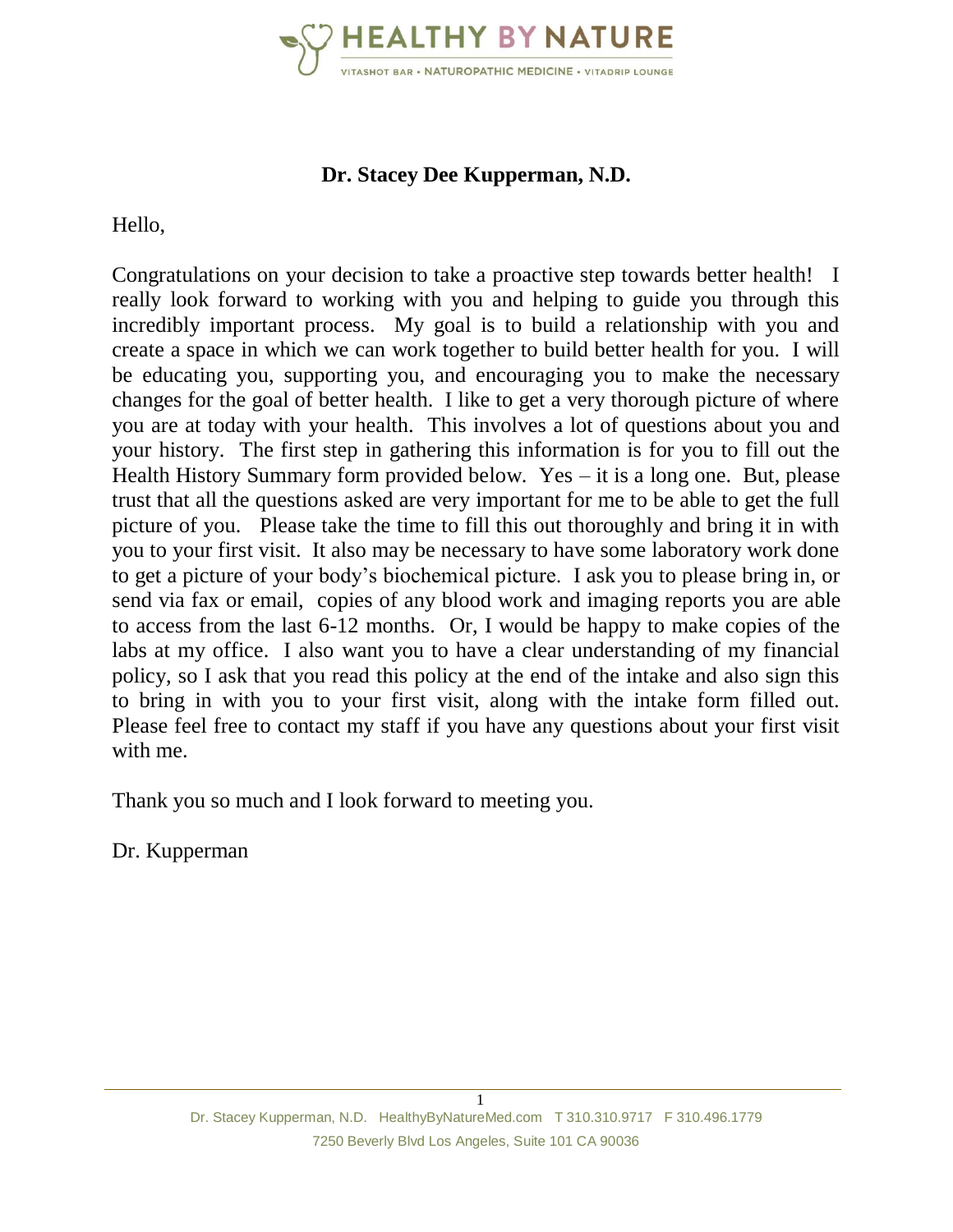HEALTHY BY NATURE

VITASHOT BAR • NATUROPATHIC MEDICINE • VITADRIP LOUNGE

**Dr. Stacey Dee Kupperman, N.D.**

Hello,

Congratulations on your decision to take a proactive step towards better health! I really look forward to working with you and helping to guide you through this incredibly important process. My goal is to build a relationship with you and create a space in which we can work together to build better health for you. I will be educating you, supporting you, and encouraging you to make the necessary changes for the goal of better health. I like to get a very thorough picture of where you are at today with your health. This involves a lot of questions about you and your history. The first step in gathering this information is for you to fill out the Health History Summary form provided below. Yes – it is a long one. But, please trust that all the questions asked are very important for me to be able to get the full picture of you. Please take the time to fill this out thoroughly and bring it in with you to your first visit. It also may be necessary to have some laboratory work done to get a picture of your body's biochemical picture. I ask you to please bring in, or send via fax or email, copies of any blood work and imaging reports you are able to access from the last 6-12 months. Or, I would be happy to make copies of the labs at my office. I also want you to have a clear understanding of my financial policy, so I ask that you read this policy at the end of the intake and also sign this to bring in with you to your first visit, along with the intake form filled out. Please feel free to contact my staff if you have any questions about your first visit with me.

Thank you so much and I look forward to meeting you.

Dr. Kupperman

Dr. Stacey Kupperman, N.D. HealthyByNatureMed.com T 310.310.9717 F 310.496.1779
7250 Beverly Blvd Los Angeles, Suite 101 CA 90036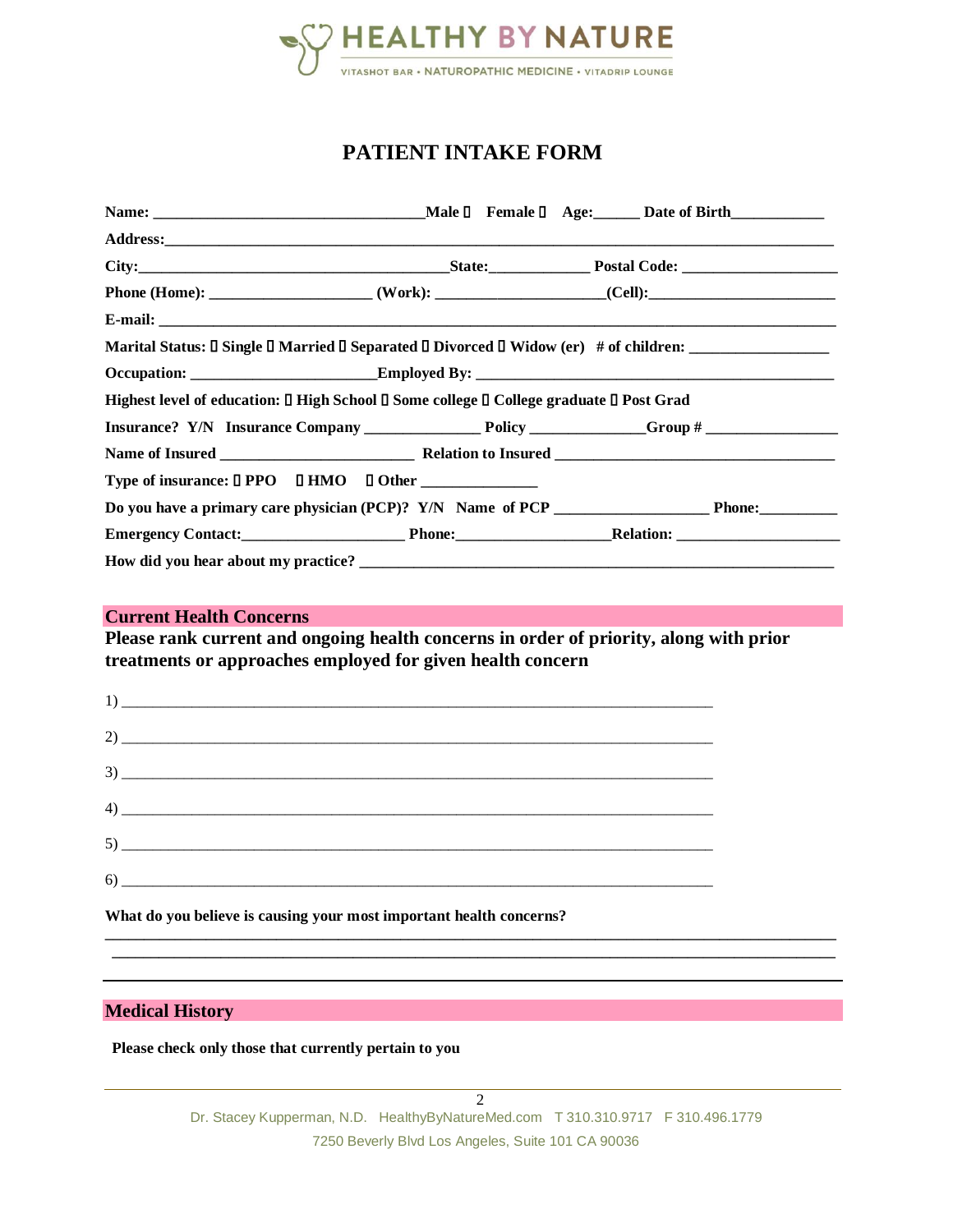HEALTHY BY NATURE

VITASHOT BAR • NATUROPATHIC MEDICINE • VITADRIP LOUNGE

# PATIENT INTAKE FORM

**Name:** ________________________________ **Male** ▯ **Female** ▯ **Age:**______ **Date of Birth**___________

**Address:**_____________________________________________________________________________

**City:**______________________________________**State:**____________ **Postal Code:** ___________________

**Phone (Home):** ____________________ **(Work):** ____________________**(Cell):**_______________________

**E-mail:** _______________________________________________________________________________

**Marital Status:** ▯ **Single** ▯ **Married** ▯ **Separated** ▯ **Divorced** ▯ **Widow (er)** **# of children:** _________________

**Occupation:** ______________________**Employed By:** ___________________________________________

**Highest level of education:** ▯ **High School** ▯ **Some college** ▯ **College graduate** ▯ **Post Grad**

**Insurance? Y/N Insurance Company** ______________ **Policy** ______________**Group #** ________________

**Name of Insured** _______________________ **Relation to Insured** _________________________________

**Type of insurance:** ▯ **PPO** ▯ **HMO** ▯ **Other** ______________

**Do you have a primary care physician (PCP)? Y/N Name of PCP** __________________ **Phone:**_________

**Emergency Contact:**____________________ **Phone:**__________________**Relation:** ____________________

**How did you hear about my practice?** ___________________________________________________________

## Current Health Concerns

**Please rank current and ongoing health concerns in order of priority, along with prior treatments or approaches employed for given health concern**

1) ___________________________________________________________________________

2) ___________________________________________________________________________

3) ___________________________________________________________________________

4) ___________________________________________________________________________

5) ___________________________________________________________________________

6) ___________________________________________________________________________

**What do you believe is causing your most important health concerns?**

_____________________________________________________________________________________

_____________________________________________________________________________________

## Medical History

**Please check only those that currently pertain to you**

Dr. Stacey Kupperman, N.D. HealthyByNatureMed.com T 310.310.9717 F 310.496.1779

7250 Beverly Blvd Los Angeles, Suite 101 CA 90036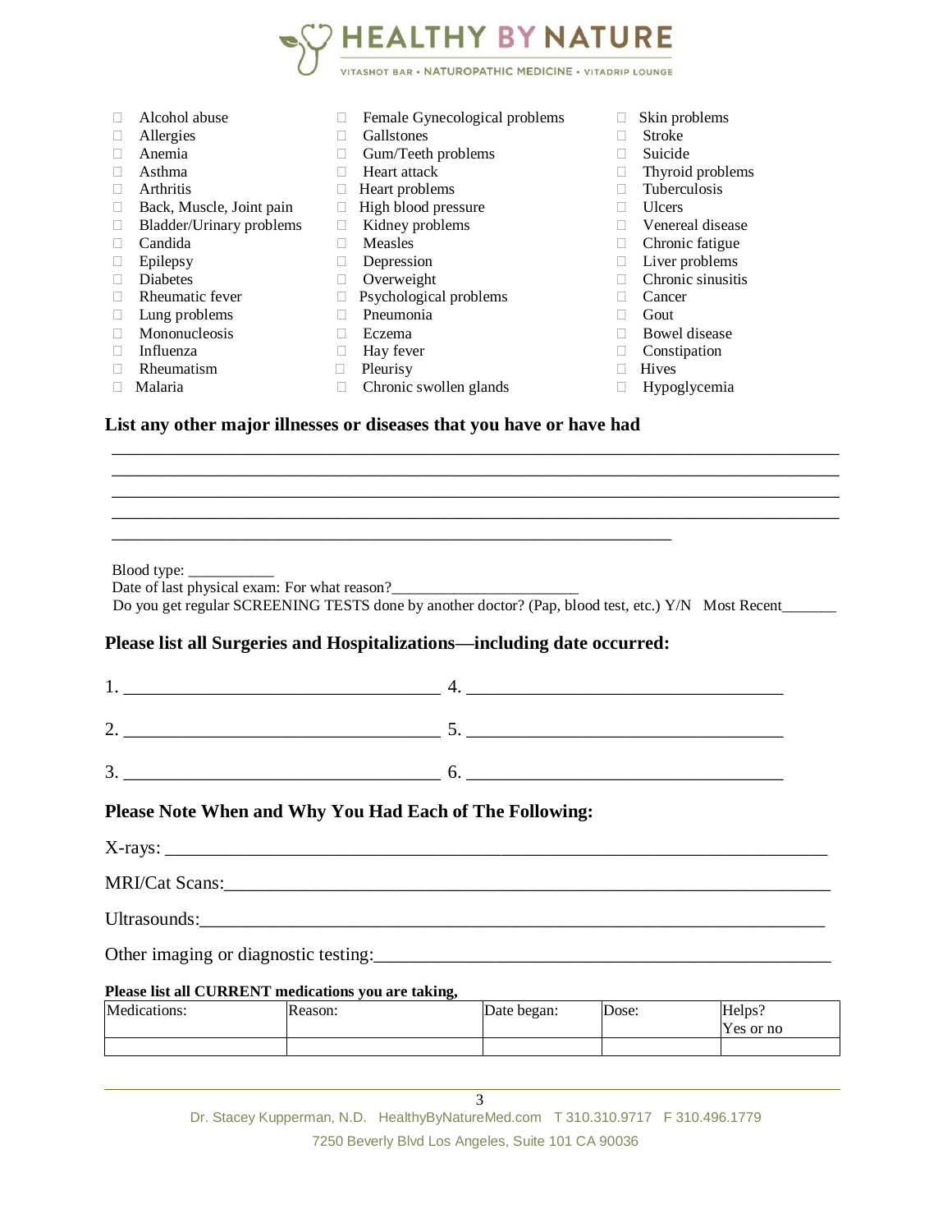- ☐ Alcohol abuse
- ☐ Allergies
- ☐ Anemia
- ☐ Asthma
- ☐ Arthritis
- ☐ Back, Muscle, Joint pain
- ☐ Bladder/Urinary problems
- ☐ Candida
- ☐ Epilepsy
- ☐ Diabetes
- ☐ Rheumatic fever
- ☐ Lung problems
- ☐ Mononucleosis
- ☐ Influenza
- ☐ Rheumatism
- ☐ Malaria
- ☐ Female Gynecological problems
- ☐ Gallstones
- ☐ Gum/Teeth problems
- ☐ Heart attack
- ☐ Heart problems
- ☐ High blood pressure
- ☐ Kidney problems
- ☐ Measles
- ☐ Depression
- ☐ Overweight
- ☐ Psychological problems
- ☐ Pneumonia
- ☐ Eczema
- ☐ Hay fever
- ☐ Pleurisy
- ☐ Chronic swollen glands
- ☐ Skin problems
- ☐ Stroke
- ☐ Suicide
- ☐ Thyroid problems
- ☐ Tuberculosis
- ☐ Ulcers
- ☐ Venereal disease
- ☐ Chronic fatigue
- ☐ Liver problems
- ☐ Chronic sinusitis
- ☐ Cancer
- ☐ Gout
- ☐ Bowel disease
- ☐ Constipation
- ☐ Hives
- ☐ Hypoglycemia

**List any other major illnesses or diseases that you have or have had**

______________________________________________________________________________
______________________________________________________________________________
______________________________________________________________________________
______________________________________________________________________________
____________________________________________________________

Blood type: ___________
Date of last physical exam: For what reason?________________________
Do you get regular SCREENING TESTS done by another doctor? (Pap, blood test, etc.) Y/N Most Recent_______

**Please list all Surgeries and Hospitalizations—including date occurred:**

1. ___________________________________ 4. ___________________________________

2. ___________________________________ 5. ___________________________________

3. ___________________________________ 6. ___________________________________

**Please Note When and Why You Had Each of The Following:**

X-rays: ______________________________________________________________________

MRI/Cat Scans:_________________________________________________________________

Ultrasounds:___________________________________________________________________

Other imaging or diagnostic testing:_____________________________________________

**Please list all CURRENT medications you are taking,**

| Medications: | Reason: | Date began: | Dose: | Helps? Yes or no |
|---|---|---|---|---|
| | | | | |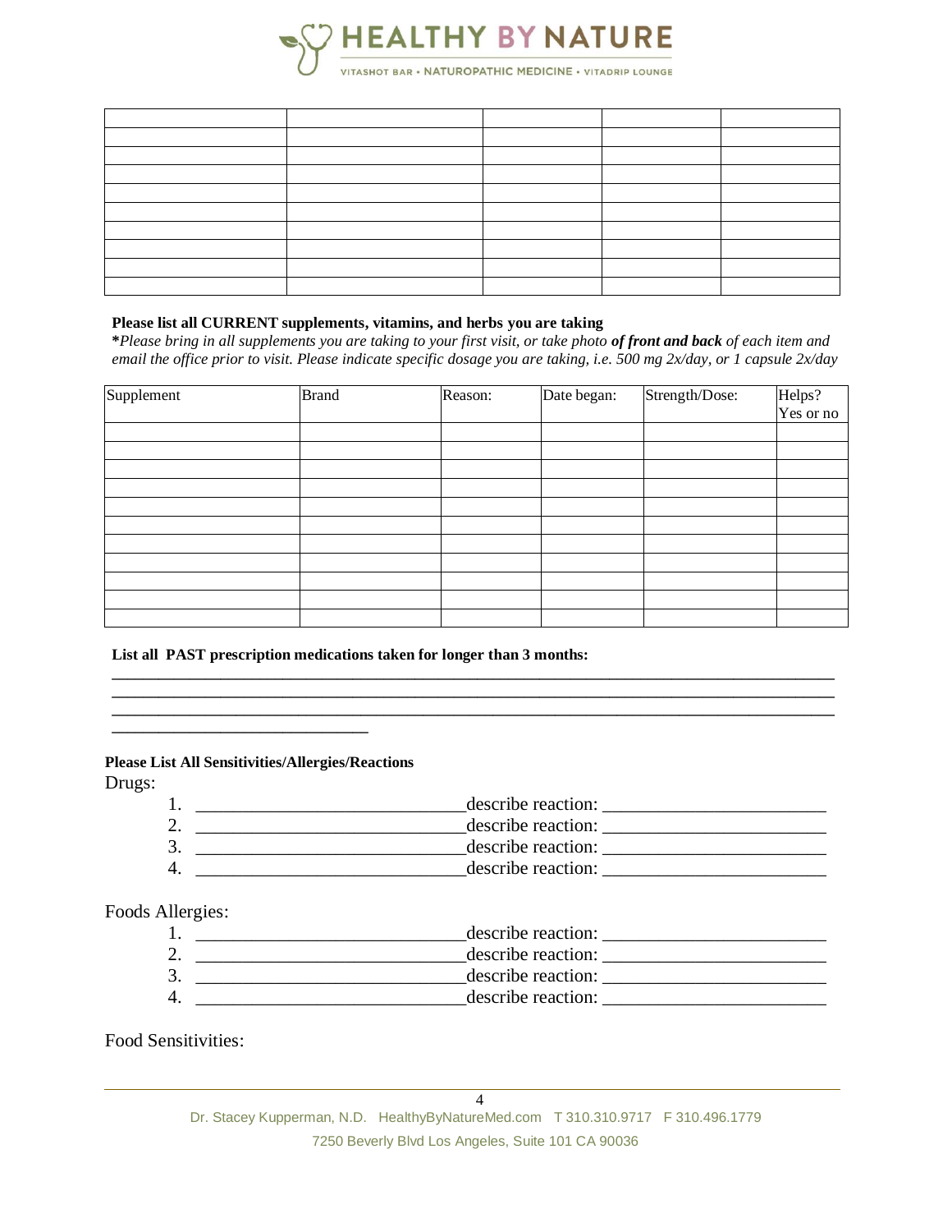|  |  |  |  |  |
|---|---|---|---|---|
|  |  |  |  |  |
|  |  |  |  |  |
|  |  |  |  |  |
|  |  |  |  |  |
|  |  |  |  |  |
|  |  |  |  |  |
|  |  |  |  |  |
|  |  |  |  |  |
|  |  |  |  |  |

**Please list all CURRENT supplements, vitamins, and herbs you are taking**

***Please bring in all supplements you are taking to your first visit, or take photo** ***of front and back*** *of each item and email the office prior to visit. Please indicate specific dosage you are taking, i.e. 500 mg 2x/day, or 1 capsule 2x/day*

| Supplement | Brand | Reason: | Date began: | Strength/Dose: | Helps? Yes or no |
|---|---|---|---|---|---|
|  |  |  |  |  |  |
|  |  |  |  |  |  |
|  |  |  |  |  |  |
|  |  |  |  |  |  |
|  |  |  |  |  |  |
|  |  |  |  |  |  |
|  |  |  |  |  |  |
|  |  |  |  |  |  |
|  |  |  |  |  |  |
|  |  |  |  |  |  |
|  |  |  |  |  |  |

**List all PAST prescription medications taken for longer than 3 months:**

______________________________________________________________________________

______________________________________________________________________________

______________________________________________________________________________

____________________________

**Please List All Sensitivities/Allergies/Reactions**

Drugs:

1. ____________________________describe reaction: ________________________
2. ____________________________describe reaction: ________________________
3. ____________________________describe reaction: ________________________
4. ____________________________describe reaction: ________________________

Foods Allergies:

1. ____________________________describe reaction: ________________________
2. ____________________________describe reaction: ________________________
3. ____________________________describe reaction: ________________________
4. ____________________________describe reaction: ________________________

Food Sensitivities: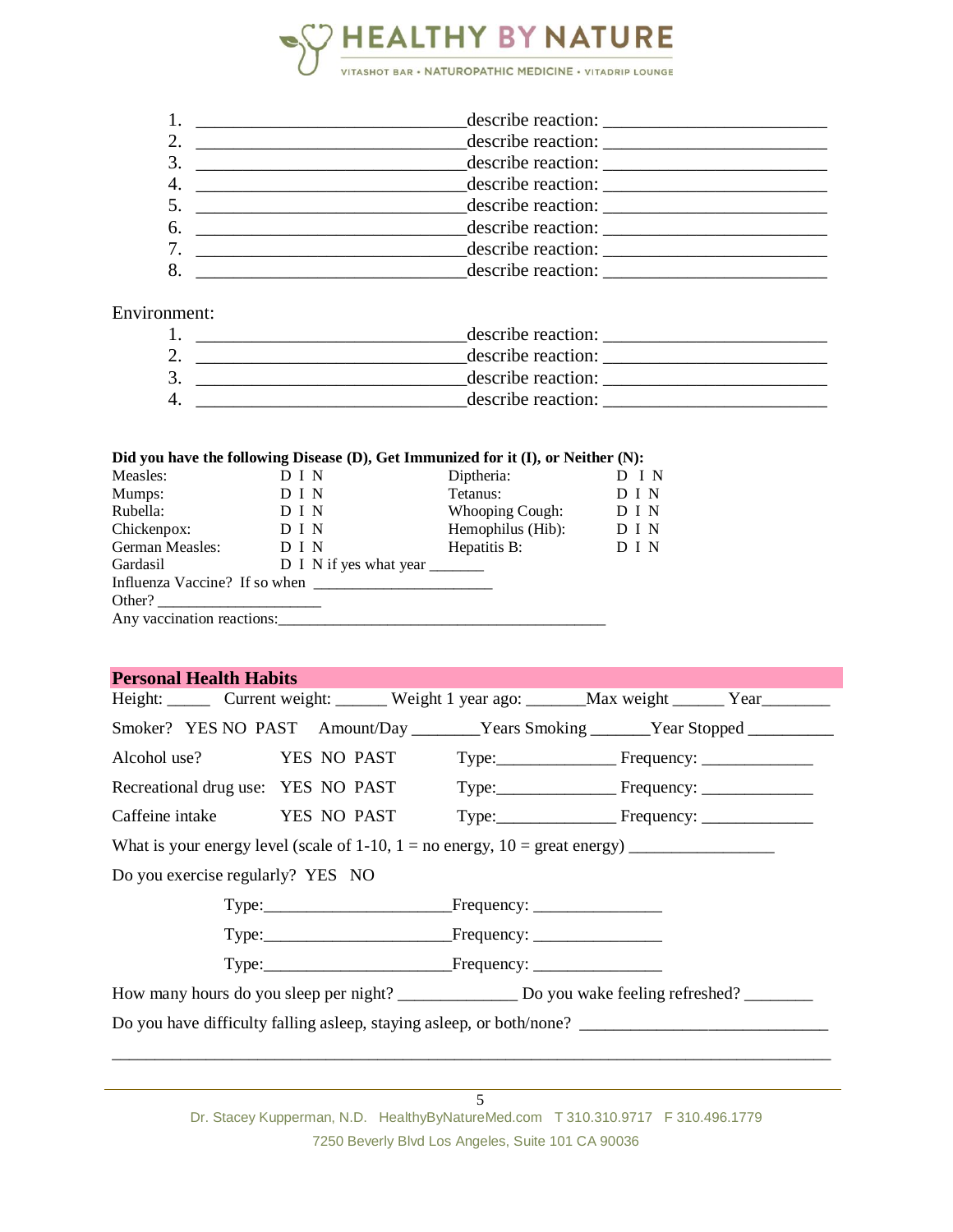1. ______________________________ describe reaction: _________________________
2. ______________________________ describe reaction: _________________________
3. ______________________________ describe reaction: _________________________
4. ______________________________ describe reaction: _________________________
5. ______________________________ describe reaction: _________________________
6. ______________________________ describe reaction: _________________________
7. ______________________________ describe reaction: _________________________
8. ______________________________ describe reaction: _________________________

Environment:

1. ______________________________ describe reaction: _________________________
2. ______________________________ describe reaction: _________________________
3. ______________________________ describe reaction: _________________________
4. ______________________________ describe reaction: _________________________

**Did you have the following Disease (D), Get Immunized for it (I), or Neither (N):**

| | | | |
|---|---|---|---|
| Measles: | D I N | Diptheria: | D I N |
| Mumps: | D I N | Tetanus: | D I N |
| Rubella: | D I N | Whooping Cough: | D I N |
| Chickenpox: | D I N | Hemophilus (Hib): | D I N |
| German Measles: | D I N | Hepatitis B: | D I N |
| Gardasil | D I N if yes what year _______ | | |

Influenza Vaccine? If so when ______________________

Other? ____________________

Any vaccination reactions:_________________________________________

## Personal Health Habits

Height: _____ Current weight: ______ Weight 1 year ago: _______Max weight ______ Year________

Smoker? YES NO PAST Amount/Day ________Years Smoking _______Year Stopped __________

Alcohol use? YES NO PAST Type:______________ Frequency: _____________

Recreational drug use: YES NO PAST Type:______________ Frequency: _____________

Caffeine intake YES NO PAST Type:______________ Frequency: _____________

What is your energy level (scale of 1-10, 1 = no energy, 10 = great energy) _________________

Do you exercise regularly? YES NO

Type:______________________Frequency: _______________

Type:______________________Frequency: _______________

Type:______________________Frequency: _______________

How many hours do you sleep per night? ______________ Do you wake feeling refreshed? ________

Do you have difficulty falling asleep, staying asleep, or both/none? _____________________________

_________________________________________________________________________________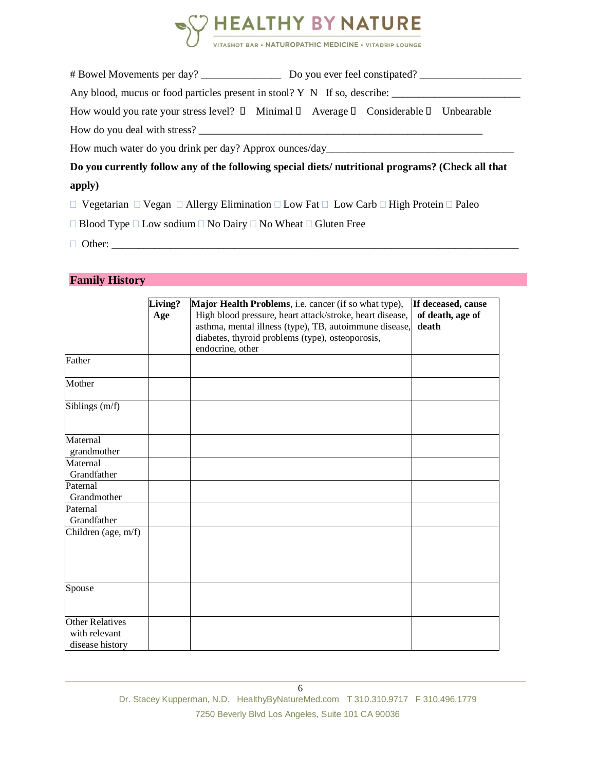# Bowel Movements per day? _______________ Do you ever feel constipated? ___________________

Any blood, mucus or food particles present in stool? Y N If so, describe: ________________________

How would you rate your stress level? ☐ Minimal ☐ Average ☐ Considerable ☐ Unbearable

How do you deal with stress? _____________________________________________________

How much water do you drink per day? Approx ounces/day___________________________________

**Do you currently follow any of the following special diets/ nutritional programs? (Check all that apply)**

☐ Vegetarian ☐ Vegan ☐ Allergy Elimination ☐ Low Fat ☐ Low Carb ☐ High Protein ☐ Paleo

☐ Blood Type ☐ Low sodium ☐ No Dairy ☐ No Wheat ☐ Gluten Free

☐ Other: ___________________________________________________________________________

## Family History

| | **Living? Age** | **Major Health Problems**, i.e. cancer (if so what type), High blood pressure, heart attack/stroke, heart disease, asthma, mental illness (type), TB, autoimmune disease, diabetes, thyroid problems (type), osteoporosis, endocrine, other | **If deceased, cause of death, age of death** |
|---|---|---|---|
| Father | | | |
| Mother | | | |
| Siblings (m/f) | | | |
| Maternal grandmother | | | |
| Maternal Grandfather | | | |
| Paternal Grandmother | | | |
| Paternal Grandfather | | | |
| Children (age, m/f) | | | |
| Spouse | | | |
| Other Relatives with relevant disease history | | | |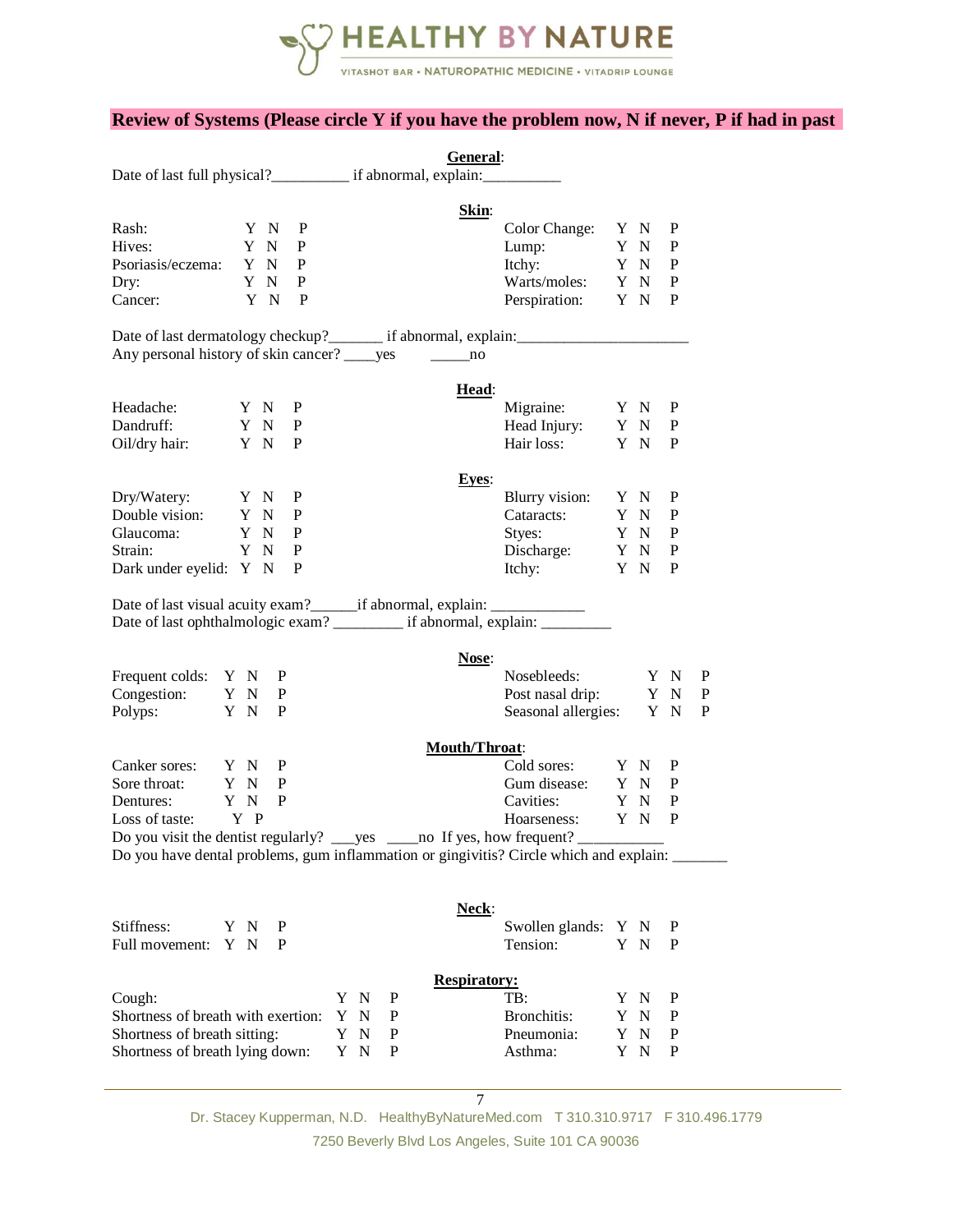## Review of Systems (Please circle Y if you have the problem now, N if never, P if had in past

### General:

Date of last full physical?__________ if abnormal, explain:__________

### Skin:

| | | | | | | |
|---|---|---|---|---|---|---|
| Rash: | Y N P | | Color Change: | Y N P |
| Hives: | Y N P | | Lump: | Y N P |
| Psoriasis/eczema: | Y N P | | Itchy: | Y N P |
| Dry: | Y N P | | Warts/moles: | Y N P |
| Cancer: | Y N P | | Perspiration: | Y N P |

Date of last dermatology checkup?_______ if abnormal, explain:______________________

Any personal history of skin cancer? ____yes _____no

### Head:

| | | | | |
|---|---|---|---|---|
| Headache: | Y N P | | Migraine: | Y N P |
| Dandruff: | Y N P | | Head Injury: | Y N P |
| Oil/dry hair: | Y N P | | Hair loss: | Y N P |

### Eyes:

| | | | | |
|---|---|---|---|---|
| Dry/Watery: | Y N P | | Blurry vision: | Y N P |
| Double vision: | Y N P | | Cataracts: | Y N P |
| Glaucoma: | Y N P | | Styes: | Y N P |
| Strain: | Y N P | | Discharge: | Y N P |
| Dark under eyelid: | Y N P | | Itchy: | Y N P |

Date of last visual acuity exam?______if abnormal, explain: ____________

Date of last ophthalmologic exam? _________ if abnormal, explain: _________

### Nose:

| | | | | |
|---|---|---|---|---|
| Frequent colds: | Y N P | | Nosebleeds: | Y N P |
| Congestion: | Y N P | | Post nasal drip: | Y N P |
| Polyps: | Y N P | | Seasonal allergies: | Y N P |

### Mouth/Throat:

| | | | | |
|---|---|---|---|---|
| Canker sores: | Y N P | | Cold sores: | Y N P |
| Sore throat: | Y N P | | Gum disease: | Y N P |
| Dentures: | Y N P | | Cavities: | Y N P |
| Loss of taste: | Y P | | Hoarseness: | Y N P |

Do you visit the dentist regularly? ___yes ____no If yes, how frequent? ___________

Do you have dental problems, gum inflammation or gingivitis? Circle which and explain: _______

### Neck:

| | | | | |
|---|---|---|---|---|
| Stiffness: | Y N P | | Swollen glands: | Y N P |
| Full movement: | Y N P | | Tension: | Y N P |

### Respiratory:

| | | | | |
|---|---|---|---|---|
| Cough: | Y N P | | TB: | Y N P |
| Shortness of breath with exertion: | Y N P | | Bronchitis: | Y N P |
| Shortness of breath sitting: | Y N P | | Pneumonia: | Y N P |
| Shortness of breath lying down: | Y N P | | Asthma: | Y N P |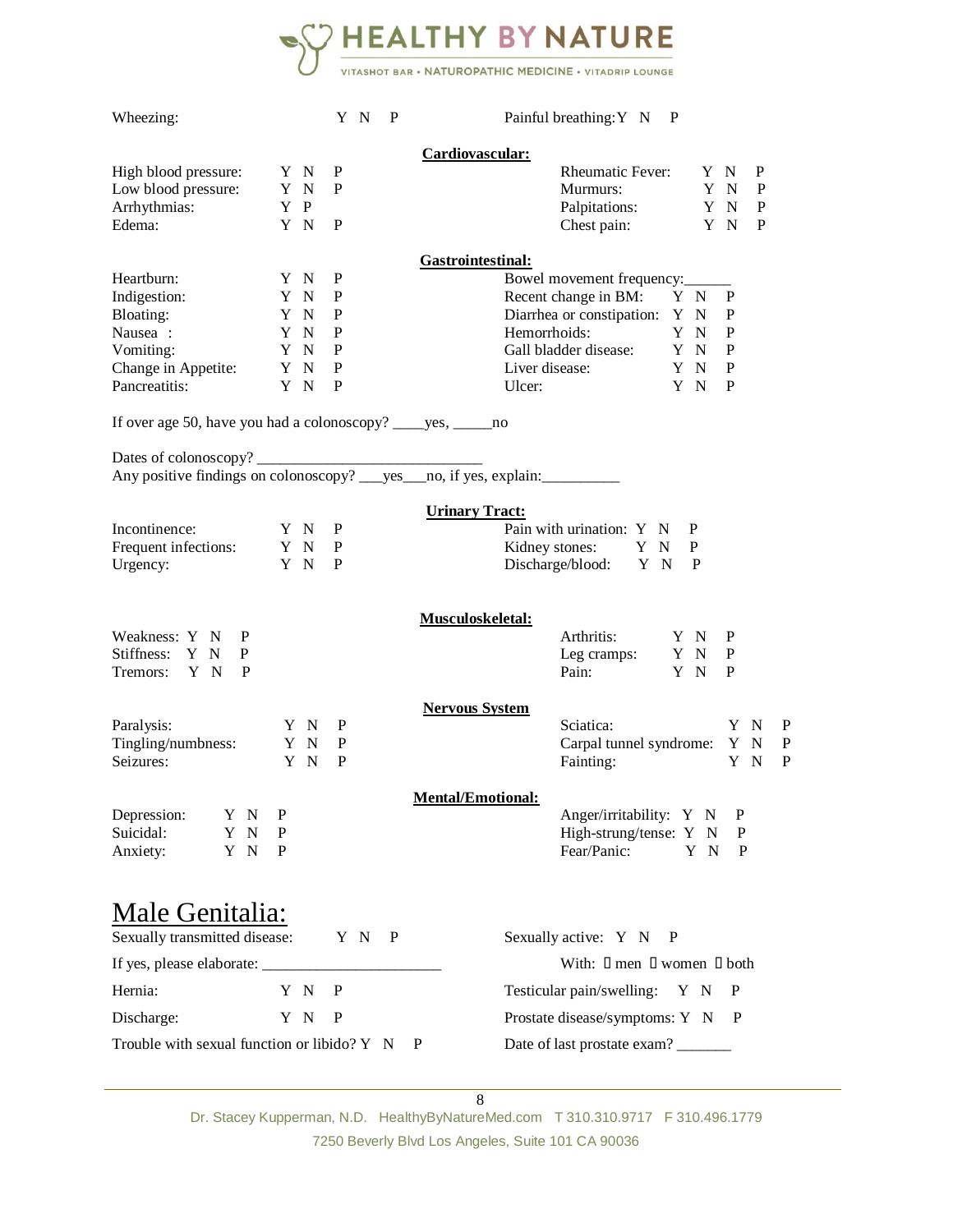Wheezing: Y N P

Painful breathing: Y N P

**Cardiovascular:**

| | | | |
|---|---|---|---|
| High blood pressure: | Y N P | Rheumatic Fever: | Y N P |
| Low blood pressure: | Y N P | Murmurs: | Y N P |
| Arrhythmias: | Y P | Palpitations: | Y N P |
| Edema: | Y N P | Chest pain: | Y N P |

**Gastrointestinal:**

| | | | |
|---|---|---|---|
| Heartburn: | Y N P | Bowel movement frequency:______ | |
| Indigestion: | Y N P | Recent change in BM: | Y N P |
| Bloating: | Y N P | Diarrhea or constipation: | Y N P |
| Nausea : | Y N P | Hemorrhoids: | Y N P |
| Vomiting: | Y N P | Gall bladder disease: | Y N P |
| Change in Appetite: | Y N P | Liver disease: | Y N P |
| Pancreatitis: | Y N P | Ulcer: | Y N P |

If over age 50, have you had a colonoscopy? ____yes, _____no

Dates of colonoscopy? ____________________________

Any positive findings on colonoscopy? ___yes___no, if yes, explain:__________

**Urinary Tract:**

| | | | |
|---|---|---|---|
| Incontinence: | Y N P | Pain with urination: | Y N P |
| Frequent infections: | Y N P | Kidney stones: | Y N P |
| Urgency: | Y N P | Discharge/blood: | Y N P |

**Musculoskeletal:**

| | | | |
|---|---|---|---|
| Weakness: | Y N P | Arthritis: | Y N P |
| Stiffness: | Y N P | Leg cramps: | Y N P |
| Tremors: | Y N P | Pain: | Y N P |

**Nervous System**

| | | | |
|---|---|---|---|
| Paralysis: | Y N P | Sciatica: | Y N P |
| Tingling/numbness: | Y N P | Carpal tunnel syndrome: | Y N P |
| Seizures: | Y N P | Fainting: | Y N P |

**Mental/Emotional:**

| | | | |
|---|---|---|---|
| Depression: | Y N P | Anger/irritability: | Y N P |
| Suicidal: | Y N P | High-strung/tense: | Y N P |
| Anxiety: | Y N P | Fear/Panic: | Y N P |

## Male Genitalia:

Sexually transmitted disease: Y N P

Sexually active: Y N P

If yes, please elaborate: ______________________

With: ☐ men ☐ women ☐ both

Hernia: Y N P

Testicular pain/swelling: Y N P

Discharge: Y N P

Prostate disease/symptoms: Y N P

Trouble with sexual function or libido? Y N P

Date of last prostate exam? _______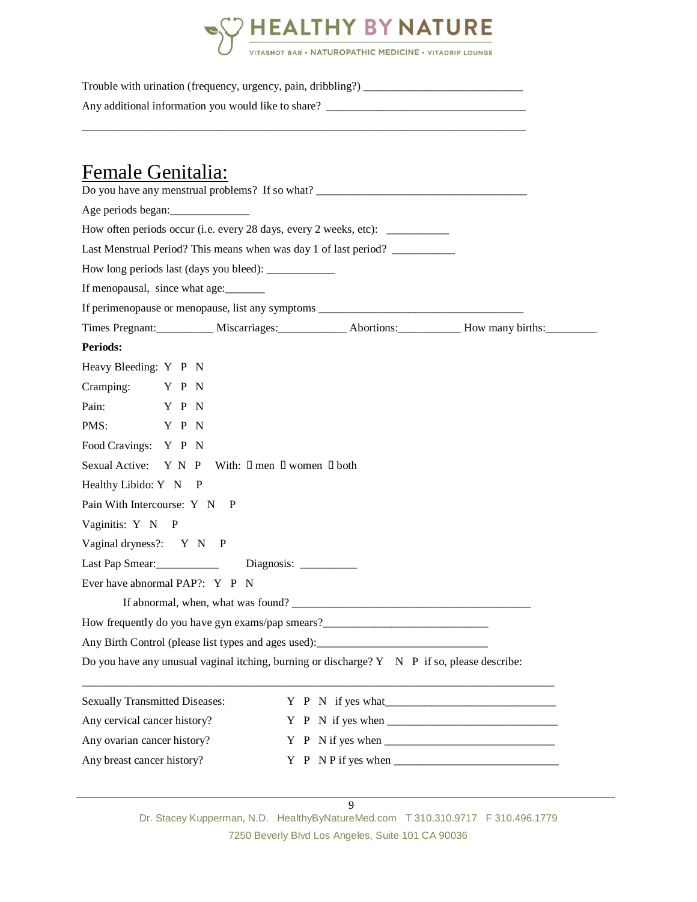Trouble with urination (frequency, urgency, pain, dribbling?) ___________________________

Any additional information you would like to share? ___________________________________

_____________________________________________________________________________

## Female Genitalia:

Do you have any menstrual problems? If so what? _____________________________________

Age periods began:______________

How often periods occur (i.e. every 28 days, every 2 weeks, etc): ___________

Last Menstrual Period? This means when was day 1 of last period? ___________

How long periods last (days you bleed): ____________

If menopausal, since what age:_______

If perimenopause or menopause, list any symptoms ___________________________________

Times Pregnant:__________ Miscarriages:____________ Abortions:___________ How many births:_________

**Periods:**

Heavy Bleeding: Y P N

Cramping: Y P N

Pain: Y P N

PMS: Y P N

Food Cravings: Y P N

Sexual Active: Y N P With: ☐ men ☐ women ☐ both

Healthy Libido: Y N P

Pain With Intercourse: Y N P

Vaginitis: Y N P

Vaginal dryness?: Y N P

Last Pap Smear:___________ Diagnosis: __________

Ever have abnormal PAP?: Y P N

If abnormal, when, what was found? ___________________________________________

How frequently do you have gyn exams/pap smears?_____________________________

Any Birth Control (please list types and ages used):_____________________________

Do you have any unusual vaginal itching, burning or discharge? Y N P if so, please describe:

_____________________________________________________________________________

Sexually Transmitted Diseases: Y P N if yes what______________________________

Any cervical cancer history? Y P N if yes when ______________________________

Any ovarian cancer history? Y P N if yes when ______________________________

Any breast cancer history? Y P N P if yes when ____________________________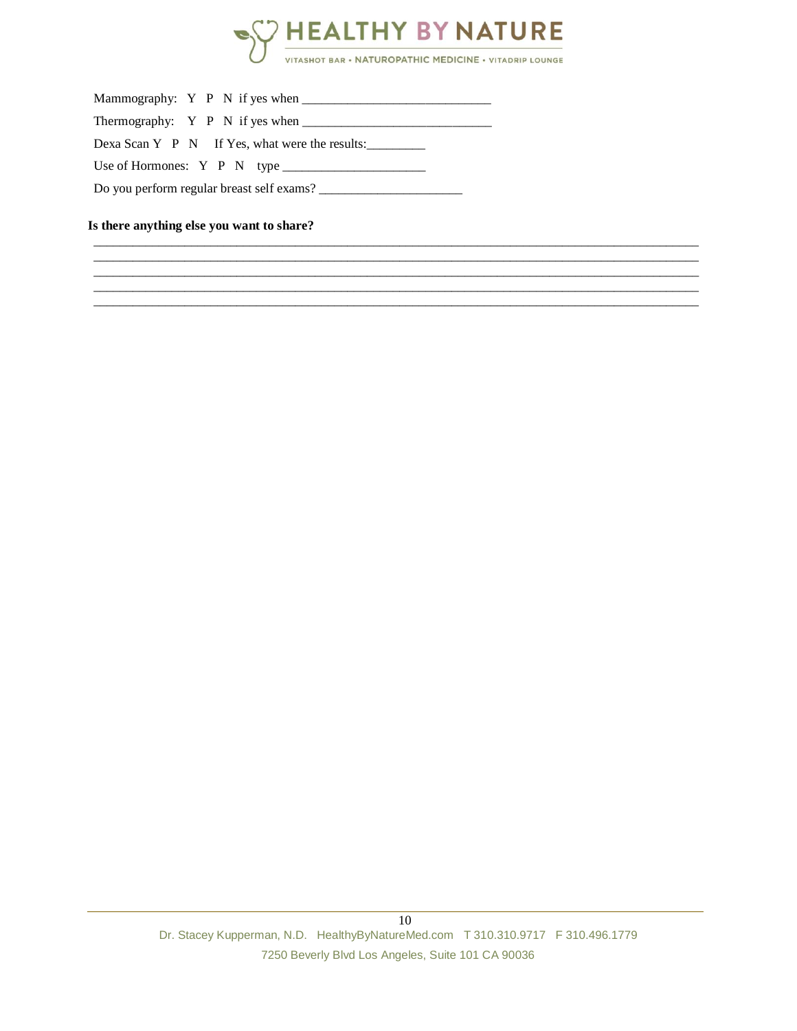Mammography: Y P N if yes when _____________________________

Thermography: Y P N if yes when _____________________________

Dexa Scan Y P N If Yes, what were the results:_________

Use of Hormones: Y P N type ______________________

Do you perform regular breast self exams? ______________________

**Is there anything else you want to share?**

_______________________________________________________________________________________________

_______________________________________________________________________________________________

_______________________________________________________________________________________________

_______________________________________________________________________________________________

_______________________________________________________________________________________________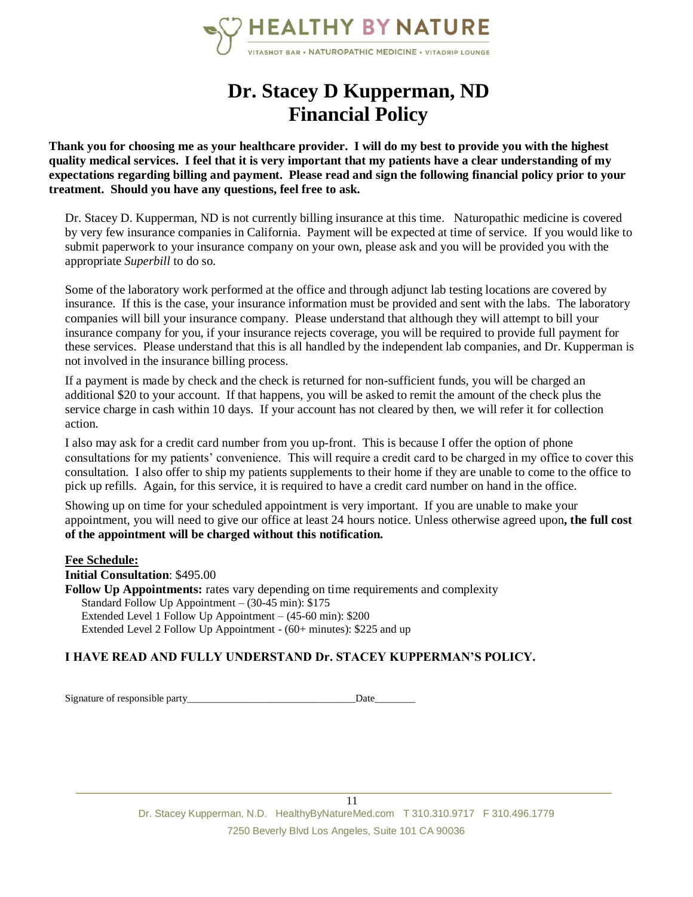# Dr. Stacey D Kupperman, ND
# Financial Policy

**Thank you for choosing me as your healthcare provider. I will do my best to provide you with the highest quality medical services. I feel that it is very important that my patients have a clear understanding of my expectations regarding billing and payment. Please read and sign the following financial policy prior to your treatment. Should you have any questions, feel free to ask.**

Dr. Stacey D. Kupperman, ND is not currently billing insurance at this time. Naturopathic medicine is covered by very few insurance companies in California. Payment will be expected at time of service. If you would like to submit paperwork to your insurance company on your own, please ask and you will be provided you with the appropriate *Superbill* to do so.

Some of the laboratory work performed at the office and through adjunct lab testing locations are covered by insurance. If this is the case, your insurance information must be provided and sent with the labs. The laboratory companies will bill your insurance company. Please understand that although they will attempt to bill your insurance company for you, if your insurance rejects coverage, you will be required to provide full payment for these services. Please understand that this is all handled by the independent lab companies, and Dr. Kupperman is not involved in the insurance billing process.

If a payment is made by check and the check is returned for non-sufficient funds, you will be charged an additional $20 to your account. If that happens, you will be asked to remit the amount of the check plus the service charge in cash within 10 days. If your account has not cleared by then, we will refer it for collection action.

I also may ask for a credit card number from you up-front. This is because I offer the option of phone consultations for my patients' convenience. This will require a credit card to be charged in my office to cover this consultation. I also offer to ship my patients supplements to their home if they are unable to come to the office to pick up refills. Again, for this service, it is required to have a credit card number on hand in the office.

Showing up on time for your scheduled appointment is very important. If you are unable to make your appointment, you will need to give our office at least 24 hours notice. Unless otherwise agreed upon**, the full cost of the appointment will be charged without this notification.**

**Fee Schedule:**

**Initial Consultation**: $495.00

**Follow Up Appointments:** rates vary depending on time requirements and complexity

- Standard Follow Up Appointment – (30-45 min): $175
- Extended Level 1 Follow Up Appointment – (45-60 min): $200
- Extended Level 2 Follow Up Appointment - (60+ minutes): $225 and up

**I HAVE READ AND FULLY UNDERSTAND Dr. STACEY KUPPERMAN'S POLICY.**

Signature of responsible party________________________________Date________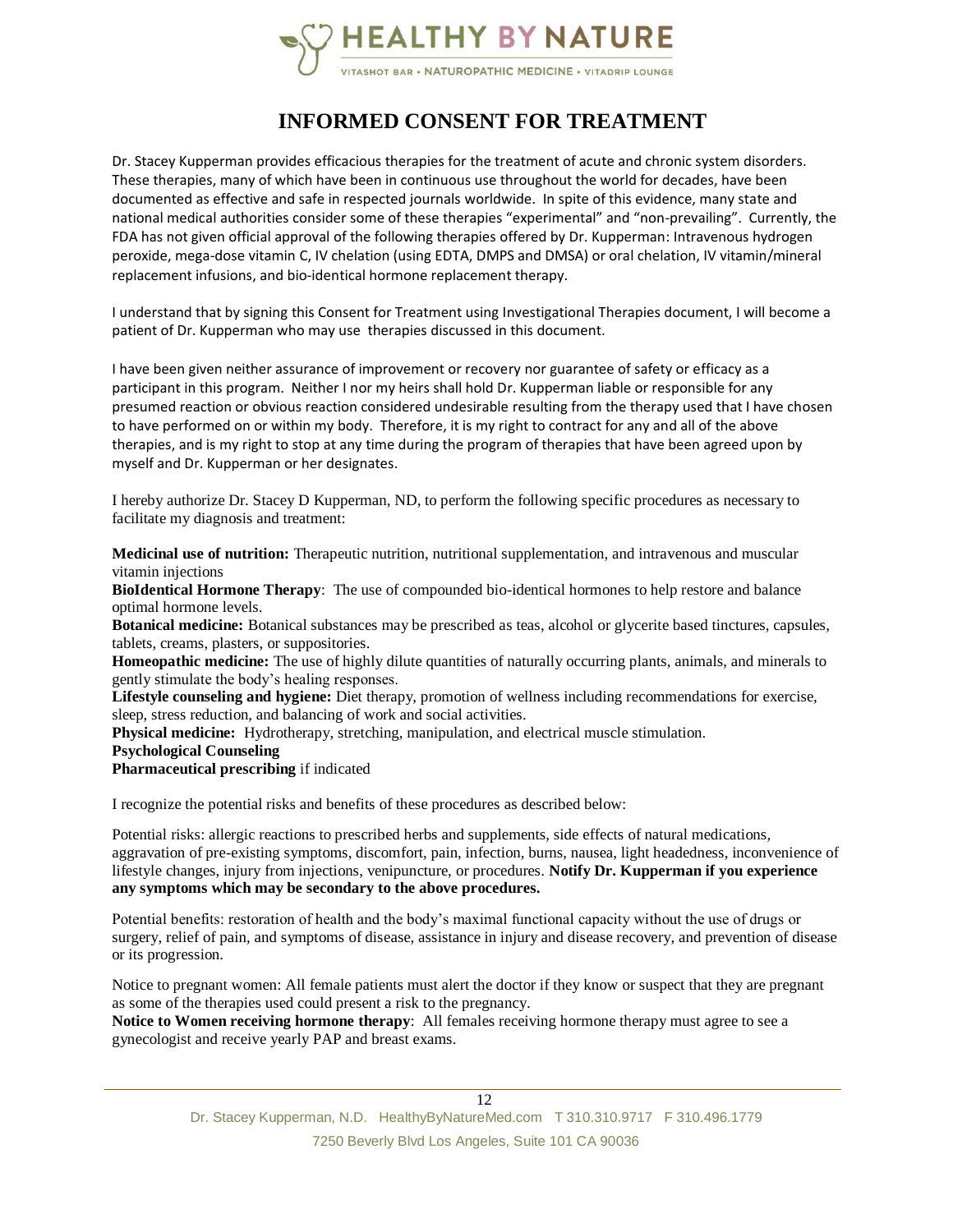# INFORMED CONSENT FOR TREATMENT

Dr. Stacey Kupperman provides efficacious therapies for the treatment of acute and chronic system disorders. These therapies, many of which have been in continuous use throughout the world for decades, have been documented as effective and safe in respected journals worldwide. In spite of this evidence, many state and national medical authorities consider some of these therapies "experimental" and "non-prevailing". Currently, the FDA has not given official approval of the following therapies offered by Dr. Kupperman: Intravenous hydrogen peroxide, mega-dose vitamin C, IV chelation (using EDTA, DMPS and DMSA) or oral chelation, IV vitamin/mineral replacement infusions, and bio-identical hormone replacement therapy.

I understand that by signing this Consent for Treatment using Investigational Therapies document, I will become a patient of Dr. Kupperman who may use therapies discussed in this document.

I have been given neither assurance of improvement or recovery nor guarantee of safety or efficacy as a participant in this program. Neither I nor my heirs shall hold Dr. Kupperman liable or responsible for any presumed reaction or obvious reaction considered undesirable resulting from the therapy used that I have chosen to have performed on or within my body. Therefore, it is my right to contract for any and all of the above therapies, and is my right to stop at any time during the program of therapies that have been agreed upon by myself and Dr. Kupperman or her designates.

I hereby authorize Dr. Stacey D Kupperman, ND, to perform the following specific procedures as necessary to facilitate my diagnosis and treatment:

**Medicinal use of nutrition:** Therapeutic nutrition, nutritional supplementation, and intravenous and muscular vitamin injections
**BioIdentical Hormone Therapy**: The use of compounded bio-identical hormones to help restore and balance optimal hormone levels.
**Botanical medicine:** Botanical substances may be prescribed as teas, alcohol or glycerite based tinctures, capsules, tablets, creams, plasters, or suppositories.
**Homeopathic medicine:** The use of highly dilute quantities of naturally occurring plants, animals, and minerals to gently stimulate the body's healing responses.
**Lifestyle counseling and hygiene:** Diet therapy, promotion of wellness including recommendations for exercise, sleep, stress reduction, and balancing of work and social activities.
**Physical medicine:** Hydrotherapy, stretching, manipulation, and electrical muscle stimulation.
**Psychological Counseling**
**Pharmaceutical prescribing** if indicated

I recognize the potential risks and benefits of these procedures as described below:

Potential risks: allergic reactions to prescribed herbs and supplements, side effects of natural medications, aggravation of pre-existing symptoms, discomfort, pain, infection, burns, nausea, light headedness, inconvenience of lifestyle changes, injury from injections, venipuncture, or procedures. **Notify Dr. Kupperman if you experience any symptoms which may be secondary to the above procedures.**

Potential benefits: restoration of health and the body's maximal functional capacity without the use of drugs or surgery, relief of pain, and symptoms of disease, assistance in injury and disease recovery, and prevention of disease or its progression.

Notice to pregnant women: All female patients must alert the doctor if they know or suspect that they are pregnant as some of the therapies used could present a risk to the pregnancy.
**Notice to Women receiving hormone therapy**: All females receiving hormone therapy must agree to see a gynecologist and receive yearly PAP and breast exams.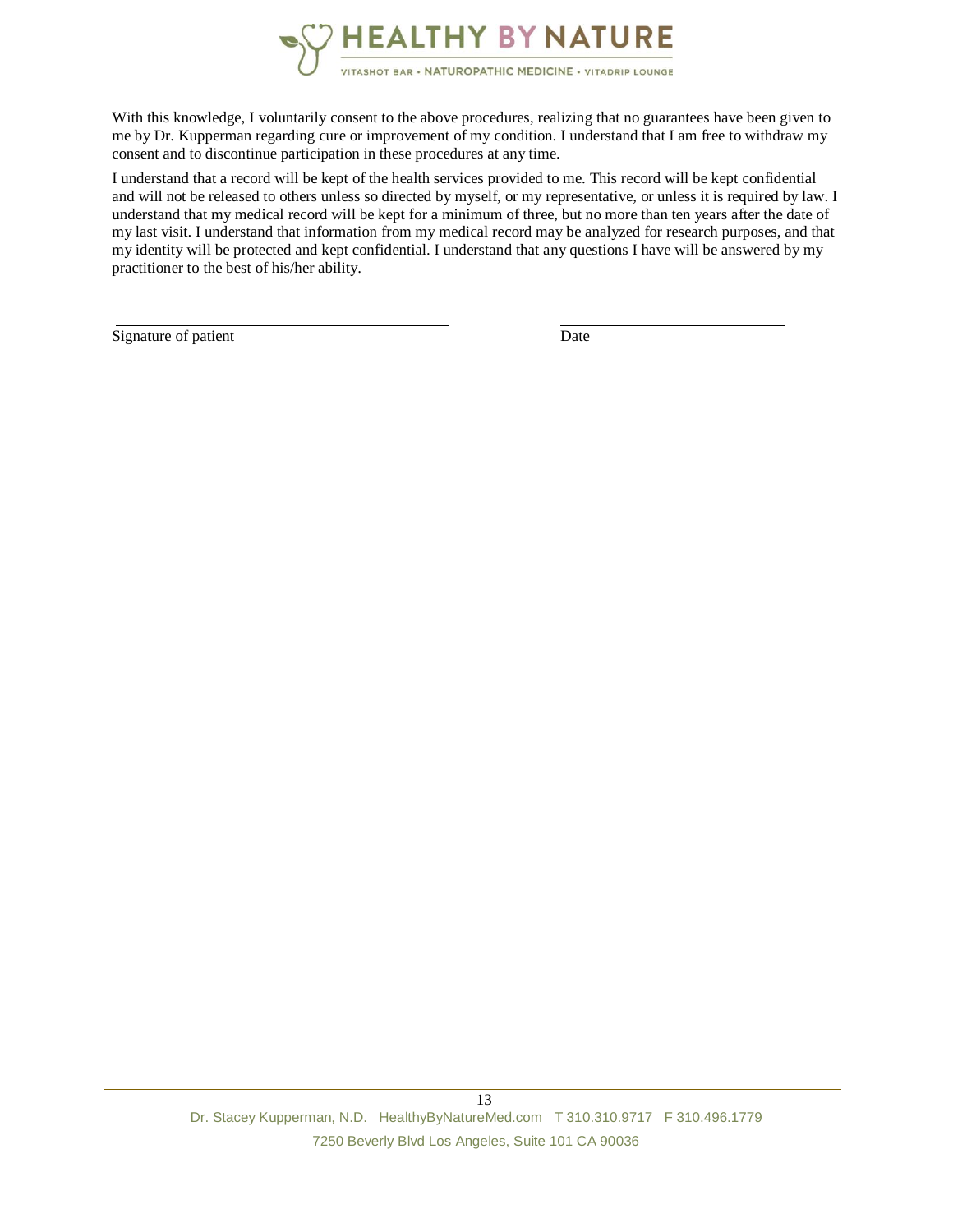With this knowledge, I voluntarily consent to the above procedures, realizing that no guarantees have been given to me by Dr. Kupperman regarding cure or improvement of my condition. I understand that I am free to withdraw my consent and to discontinue participation in these procedures at any time.

I understand that a record will be kept of the health services provided to me. This record will be kept confidential and will not be released to others unless so directed by myself, or my representative, or unless it is required by law. I understand that my medical record will be kept for a minimum of three, but no more than ten years after the date of my last visit. I understand that information from my medical record may be analyzed for research purposes, and that my identity will be protected and kept confidential. I understand that any questions I have will be answered by my practitioner to the best of his/her ability.

\_\_\_\_\_\_\_\_\_\_\_\_\_\_\_\_\_\_\_\_\_\_\_\_\_\_\_\_\_\_\_\_\_\_\_\_\_\_\_\_ \_\_\_\_\_\_\_\_\_\_\_\_\_\_\_\_\_\_\_\_\_\_\_\_\_\_\_\_

Signature of patient Date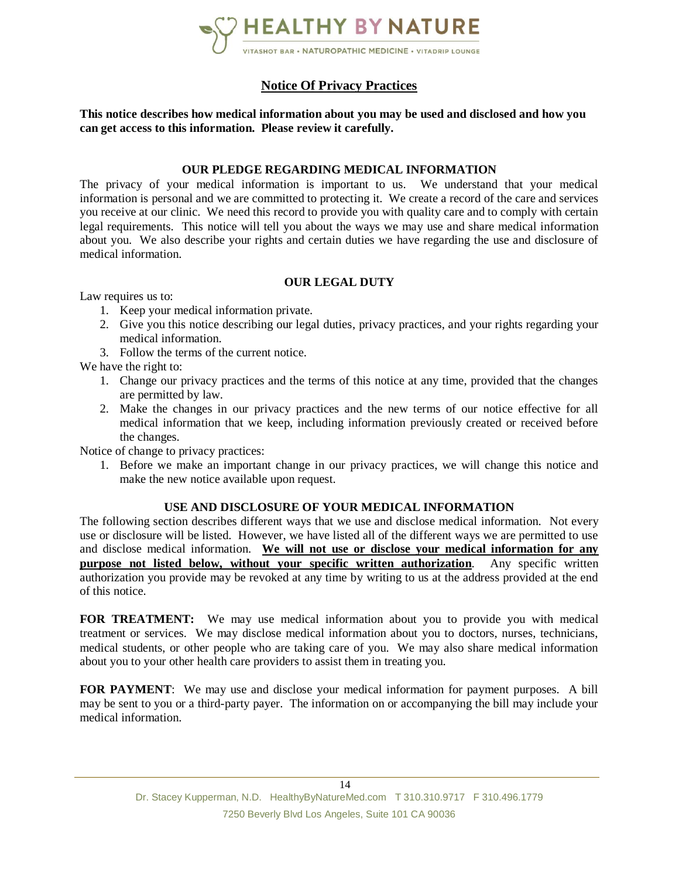# Notice Of Privacy Practices

**This notice describes how medical information about you may be used and disclosed and how you can get access to this information. Please review it carefully.**

## OUR PLEDGE REGARDING MEDICAL INFORMATION

The privacy of your medical information is important to us. We understand that your medical information is personal and we are committed to protecting it. We create a record of the care and services you receive at our clinic. We need this record to provide you with quality care and to comply with certain legal requirements. This notice will tell you about the ways we may use and share medical information about you. We also describe your rights and certain duties we have regarding the use and disclosure of medical information.

## OUR LEGAL DUTY

Law requires us to:

1. Keep your medical information private.
2. Give you this notice describing our legal duties, privacy practices, and your rights regarding your medical information.
3. Follow the terms of the current notice.

We have the right to:

1. Change our privacy practices and the terms of this notice at any time, provided that the changes are permitted by law.
2. Make the changes in our privacy practices and the new terms of our notice effective for all medical information that we keep, including information previously created or received before the changes.

Notice of change to privacy practices:

1. Before we make an important change in our privacy practices, we will change this notice and make the new notice available upon request.

## USE AND DISCLOSURE OF YOUR MEDICAL INFORMATION

The following section describes different ways that we use and disclose medical information. Not every use or disclosure will be listed. However, we have listed all of the different ways we are permitted to use and disclose medical information. **We will not use or disclose your medical information for any purpose not listed below, without your specific written authorization**. Any specific written authorization you provide may be revoked at any time by writing to us at the address provided at the end of this notice.

**FOR TREATMENT:** We may use medical information about you to provide you with medical treatment or services. We may disclose medical information about you to doctors, nurses, technicians, medical students, or other people who are taking care of you. We may also share medical information about you to your other health care providers to assist them in treating you.

**FOR PAYMENT**: We may use and disclose your medical information for payment purposes. A bill may be sent to you or a third-party payer. The information on or accompanying the bill may include your medical information.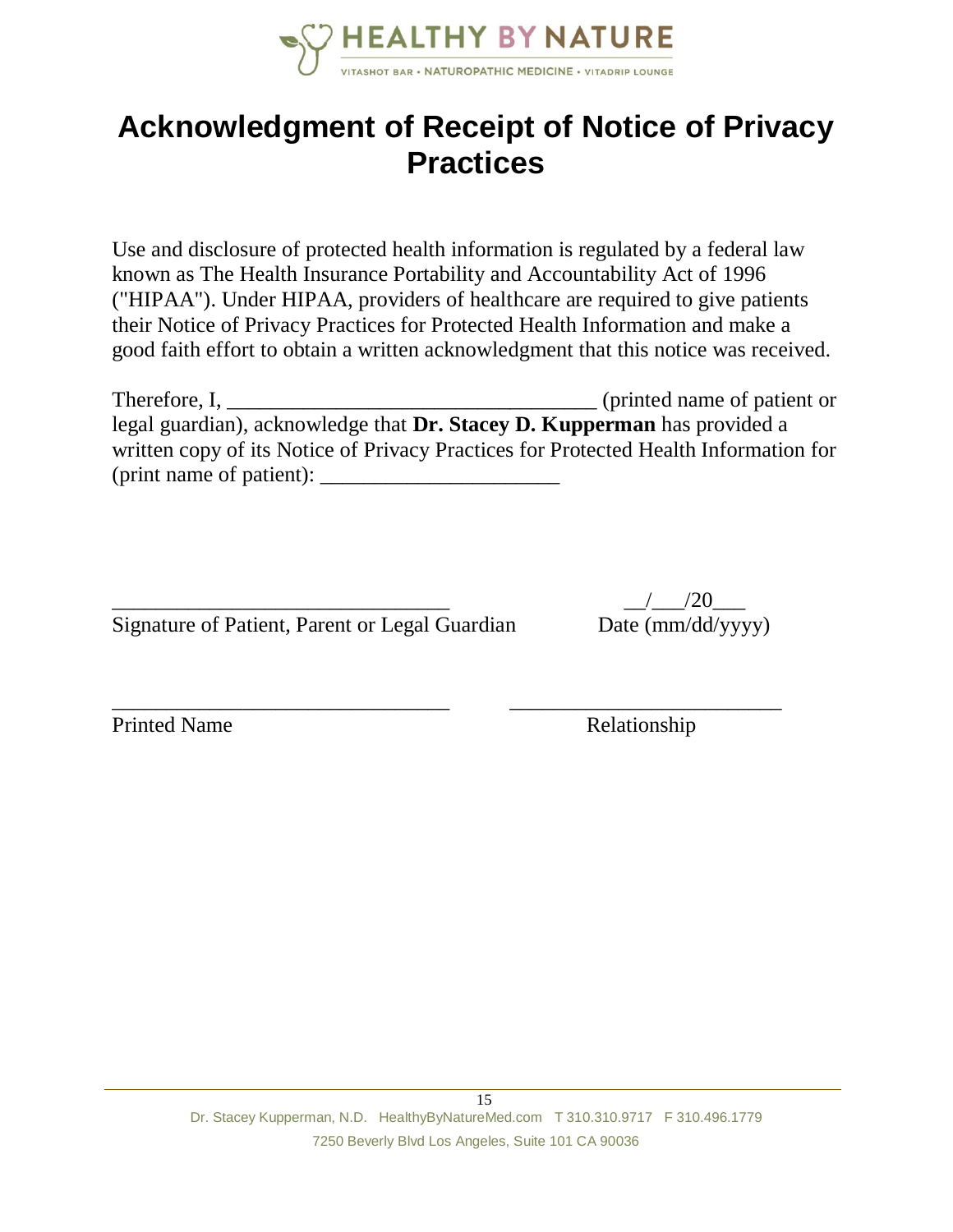# Acknowledgment of Receipt of Notice of Privacy Practices

Use and disclosure of protected health information is regulated by a federal law known as The Health Insurance Portability and Accountability Act of 1996 ("HIPAA"). Under HIPAA, providers of healthcare are required to give patients their Notice of Privacy Practices for Protected Health Information and make a good faith effort to obtain a written acknowledgment that this notice was received.

Therefore, I, ___________________________________ (printed name of patient or legal guardian), acknowledge that **Dr. Stacey D. Kupperman** has provided a written copy of its Notice of Privacy Practices for Protected Health Information for (print name of patient): _______________________

________________________________ __/___/20___

Signature of Patient, Parent or Legal Guardian Date (mm/dd/yyyy)

________________________________ __________________________

Printed Name Relationship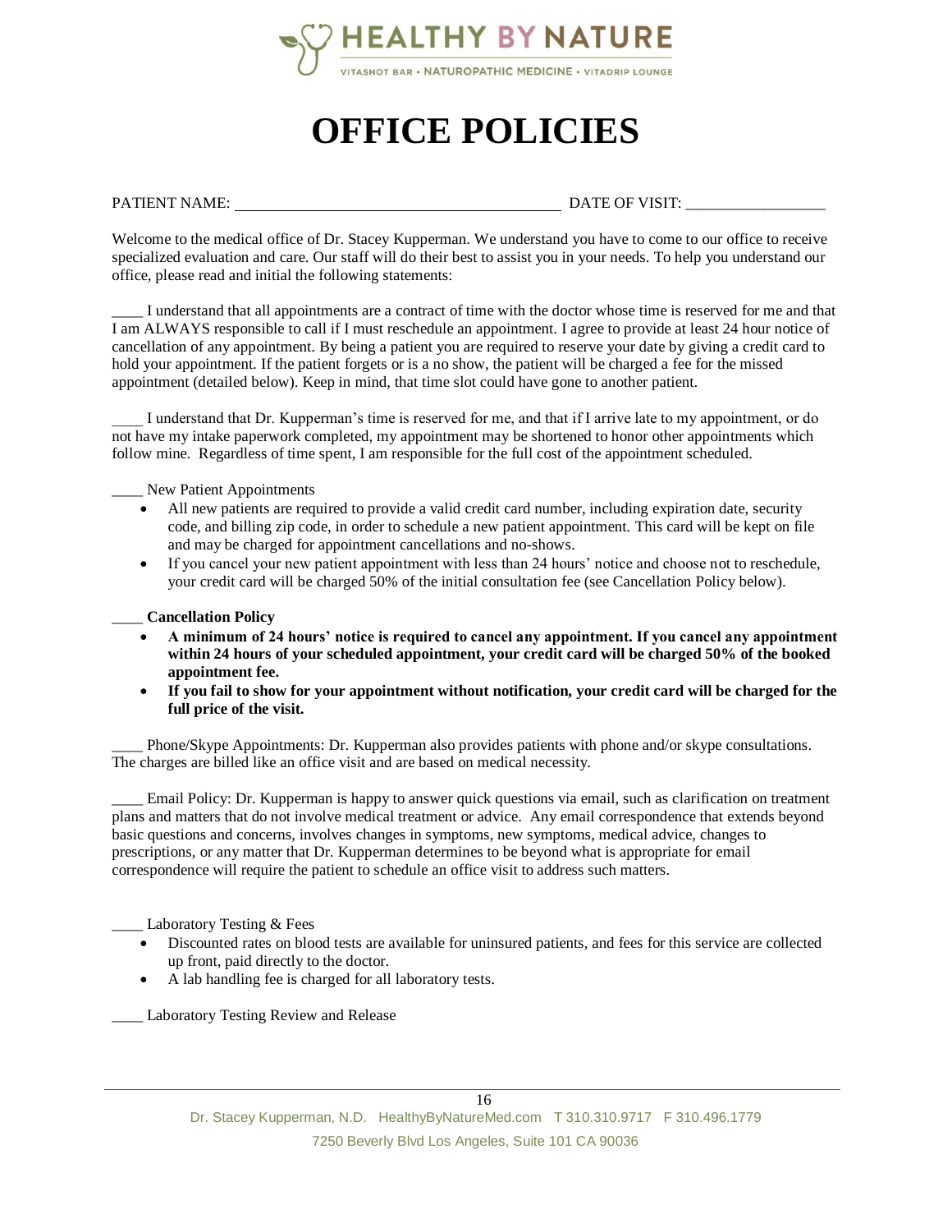HEALTHY BY NATURE

VITASHOT BAR • NATUROPATHIC MEDICINE • VITADRIP LOUNGE

# OFFICE POLICIES

PATIENT NAME: ________________________________________ DATE OF VISIT: __________________

Welcome to the medical office of Dr. Stacey Kupperman. We understand you have to come to our office to receive specialized evaluation and care. Our staff will do their best to assist you in your needs. To help you understand our office, please read and initial the following statements:

____ I understand that all appointments are a contract of time with the doctor whose time is reserved for me and that I am ALWAYS responsible to call if I must reschedule an appointment. I agree to provide at least 24 hour notice of cancellation of any appointment. By being a patient you are required to reserve your date by giving a credit card to hold your appointment. If the patient forgets or is a no show, the patient will be charged a fee for the missed appointment (detailed below). Keep in mind, that time slot could have gone to another patient.

____ I understand that Dr. Kupperman's time is reserved for me, and that if I arrive late to my appointment, or do not have my intake paperwork completed, my appointment may be shortened to honor other appointments which follow mine. Regardless of time spent, I am responsible for the full cost of the appointment scheduled.

____ New Patient Appointments

- All new patients are required to provide a valid credit card number, including expiration date, security code, and billing zip code, in order to schedule a new patient appointment. This card will be kept on file and may be charged for appointment cancellations and no-shows.
- If you cancel your new patient appointment with less than 24 hours' notice and choose not to reschedule, your credit card will be charged 50% of the initial consultation fee (see Cancellation Policy below).

____ **Cancellation Policy**

- **A minimum of 24 hours' notice is required to cancel any appointment. If you cancel any appointment within 24 hours of your scheduled appointment, your credit card will be charged 50% of the booked appointment fee.**
- **If you fail to show for your appointment without notification, your credit card will be charged for the full price of the visit.**

____ Phone/Skype Appointments: Dr. Kupperman also provides patients with phone and/or skype consultations. The charges are billed like an office visit and are based on medical necessity.

____ Email Policy: Dr. Kupperman is happy to answer quick questions via email, such as clarification on treatment plans and matters that do not involve medical treatment or advice. Any email correspondence that extends beyond basic questions and concerns, involves changes in symptoms, new symptoms, medical advice, changes to prescriptions, or any matter that Dr. Kupperman determines to be beyond what is appropriate for email correspondence will require the patient to schedule an office visit to address such matters.

____ Laboratory Testing & Fees

- Discounted rates on blood tests are available for uninsured patients, and fees for this service are collected up front, paid directly to the doctor.
- A lab handling fee is charged for all laboratory tests.

____ Laboratory Testing Review and Release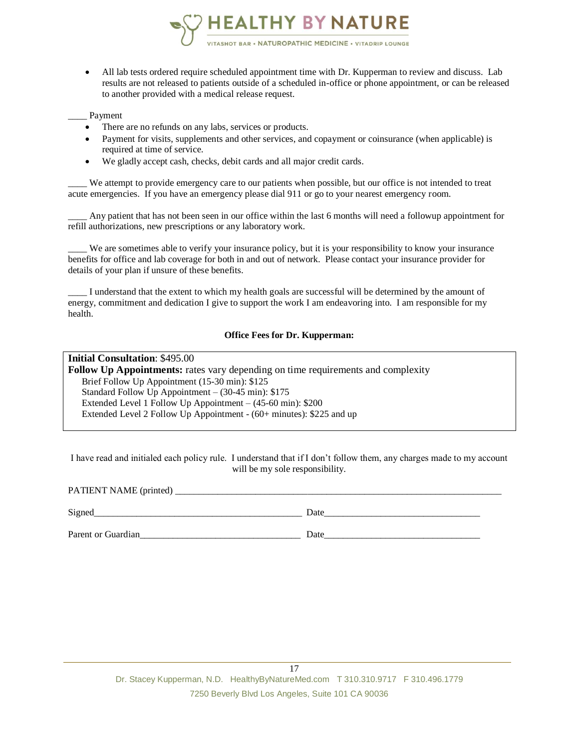- All lab tests ordered require scheduled appointment time with Dr. Kupperman to review and discuss. Lab results are not released to patients outside of a scheduled in-office or phone appointment, or can be released to another provided with a medical release request.

____ Payment

- There are no refunds on any labs, services or products.
- Payment for visits, supplements and other services, and copayment or coinsurance (when applicable) is required at time of service.
- We gladly accept cash, checks, debit cards and all major credit cards.

____ We attempt to provide emergency care to our patients when possible, but our office is not intended to treat acute emergencies. If you have an emergency please dial 911 or go to your nearest emergency room.

____ Any patient that has not been seen in our office within the last 6 months will need a followup appointment for refill authorizations, new prescriptions or any laboratory work.

____ We are sometimes able to verify your insurance policy, but it is your responsibility to know your insurance benefits for office and lab coverage for both in and out of network. Please contact your insurance provider for details of your plan if unsure of these benefits.

____ I understand that the extent to which my health goals are successful will be determined by the amount of energy, commitment and dedication I give to support the work I am endeavoring into. I am responsible for my health.

**Office Fees for Dr. Kupperman:**

**Initial Consultation**: $495.00

**Follow Up Appointments:** rates vary depending on time requirements and complexity

- Brief Follow Up Appointment (15-30 min): $125
- Standard Follow Up Appointment – (30-45 min): $175
- Extended Level 1 Follow Up Appointment – (45-60 min): $200
- Extended Level 2 Follow Up Appointment - (60+ minutes): $225 and up

I have read and initialed each policy rule. I understand that if I don't follow them, any charges made to my account will be my sole responsibility.

PATIENT NAME (printed) ______________________________________________________________________

Signed_____________________________________________ Date_________________________________

Parent or Guardian__________________________________ Date_________________________________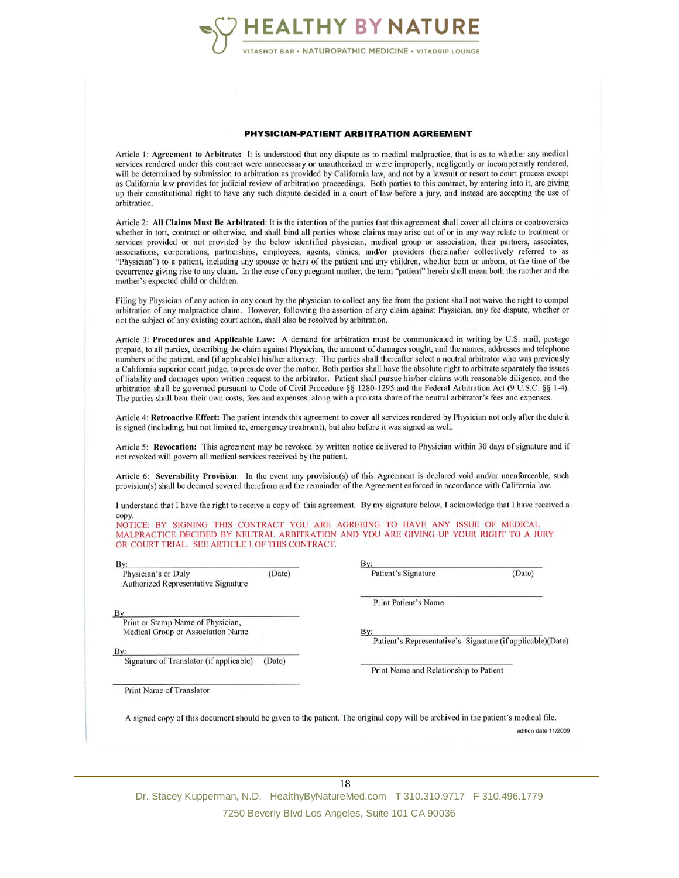# HEALTHY BY NATURE

VITASHOT BAR • NATUROPATHIC MEDICINE • VITADRIP LOUNGE

## PHYSICIAN-PATIENT ARBITRATION AGREEMENT

Article 1: **Agreement to Arbitrate:** It is understood that any dispute as to medical malpractice, that is as to whether any medical services rendered under this contract were unnecessary or unauthorized or were improperly, negligently or incompetently rendered, will be determined by submission to arbitration as provided by California law, and not by a lawsuit or resort to court process except as California law provides for judicial review of arbitration proceedings. Both parties to this contract, by entering into it, are giving up their constitutional right to have any such dispute decided in a court of law before a jury, and instead are accepting the use of arbitration.

Article 2: **All Claims Must Be Arbitrated**: It is the intention of the parties that this agreement shall cover all claims or controversies whether in tort, contract or otherwise, and shall bind all parties whose claims may arise out of or in any way relate to treatment or services provided or not provided by the below identified physician, medical group or association, their partners, associates, associations, corporations, partnerships, employees, agents, clinics, and/or providers (hereinafter collectively referred to as "Physician") to a patient, including any spouse or heirs of the patient and any children, whether born or unborn, at the time of the occurrence giving rise to any claim. In the case of any pregnant mother, the term "patient" herein shall mean both the mother and the mother's expected child or children.

Filing by Physician of any action in any court by the physician to collect any fee from the patient shall not waive the right to compel arbitration of any malpractice claim. However, following the assertion of any claim against Physician, any fee dispute, whether or not the subject of any existing court action, shall also be resolved by arbitration.

Article 3: **Procedures and Applicable Law:** A demand for arbitration must be communicated in writing by U.S. mail, postage prepaid, to all parties, describing the claim against Physician, the amount of damages sought, and the names, addresses and telephone numbers of the patient, and (if applicable) his/her attorney. The parties shall thereafter select a neutral arbitrator who was previously a California superior court judge, to preside over the matter. Both parties shall have the absolute right to arbitrate separately the issues of liability and damages upon written request to the arbitrator. Patient shall pursue his/her claims with reasonable diligence, and the arbitration shall be governed pursuant to Code of Civil Procedure §§ 1280-1295 and the Federal Arbitration Act (9 U.S.C. §§ 1-4). The parties shall bear their own costs, fees and expenses, along with a pro rata share of the neutral arbitrator's fees and expenses.

Article 4: **Retroactive Effect:** The patient intends this agreement to cover all services rendered by Physician not only after the date it is signed (including, but not limited to, emergency treatment), but also before it was signed as well.

Article 5: **Revocation:** This agreement may be revoked by written notice delivered to Physician within 30 days of signature and if not revoked will govern all medical services received by the patient.

Article 6: **Severability Provision**: In the event any provision(s) of this Agreement is declared void and/or unenforceable, such provision(s) shall be deemed severed therefrom and the remainder of the Agreement enforced in accordance with California law.

I understand that I have the right to receive a copy of this agreement. By my signature below, I acknowledge that I have received a copy.

NOTICE: BY SIGNING THIS CONTRACT YOU ARE AGREEING TO HAVE ANY ISSUE OF MEDICAL MALPRACTICE DECIDED BY NEUTRAL ARBITRATION AND YOU ARE GIVING UP YOUR RIGHT TO A JURY OR COURT TRIAL. SEE ARTICLE 1 OF THIS CONTRACT.

By: ______________________________
Physician's or Duly Authorized Representative Signature (Date)

By ______________________________
Print or Stamp Name of Physician, Medical Group or Association Name

By: ______________________________
Signature of Translator (if applicable) (Date)

______________________________
Print Name of Translator

By: ______________________________
Patient's Signature (Date)

______________________________
Print Patient's Name

By: ______________________________
Patient's Representative's Signature (if applicable)(Date)

______________________________
Print Name and Relationship to Patient

A signed copy of this document should be given to the patient. The original copy will be archived in the patient's medical file.

edition date 11/2009

Dr. Stacey Kupperman, N.D. HealthyByNatureMed.com T 310.310.9717 F 310.496.1779
7250 Beverly Blvd Los Angeles, Suite 101 CA 90036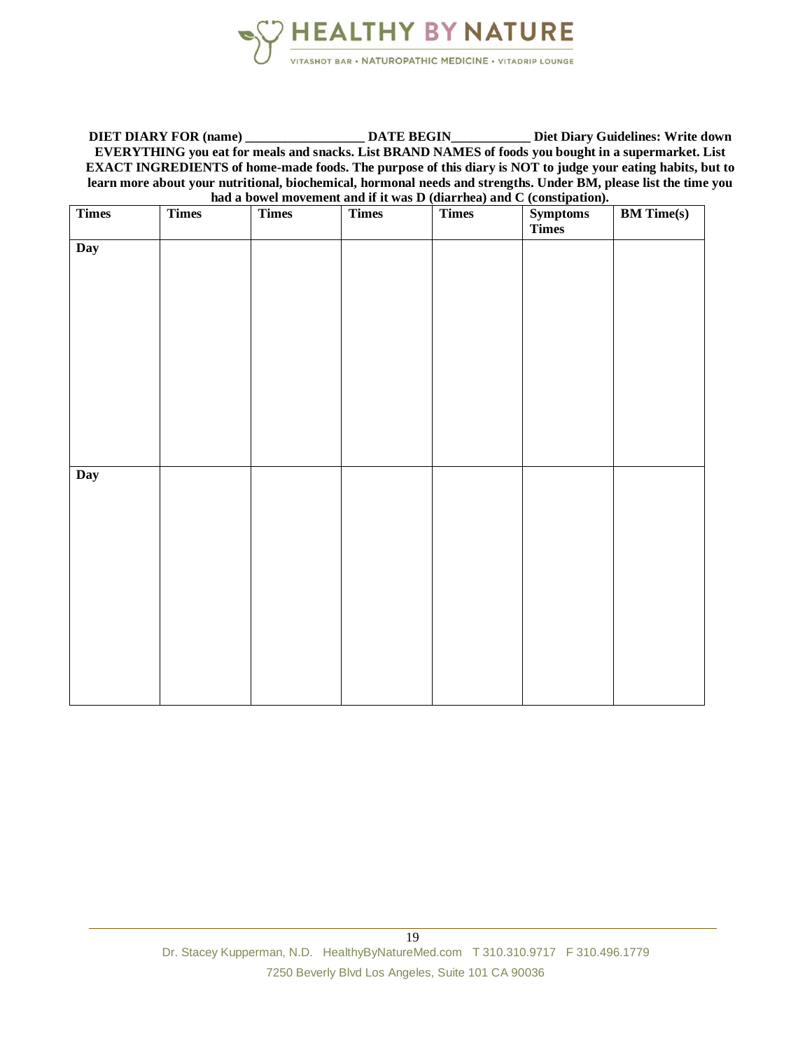**DIET DIARY FOR (name) _________________ DATE BEGIN___________ Diet Diary Guidelines: Write down EVERYTHING you eat for meals and snacks. List BRAND NAMES of foods you bought in a supermarket. List EXACT INGREDIENTS of home-made foods. The purpose of this diary is NOT to judge your eating habits, but to learn more about your nutritional, biochemical, hormonal needs and strengths. Under BM, please list the time you had a bowel movement and if it was D (diarrhea) and C (constipation).**

| Times | Times | Times | Times | Times | Symptoms Times | BM Time(s) |
|---|---|---|---|---|---|---|
| Day | | | | | | |
| Day | | | | | | |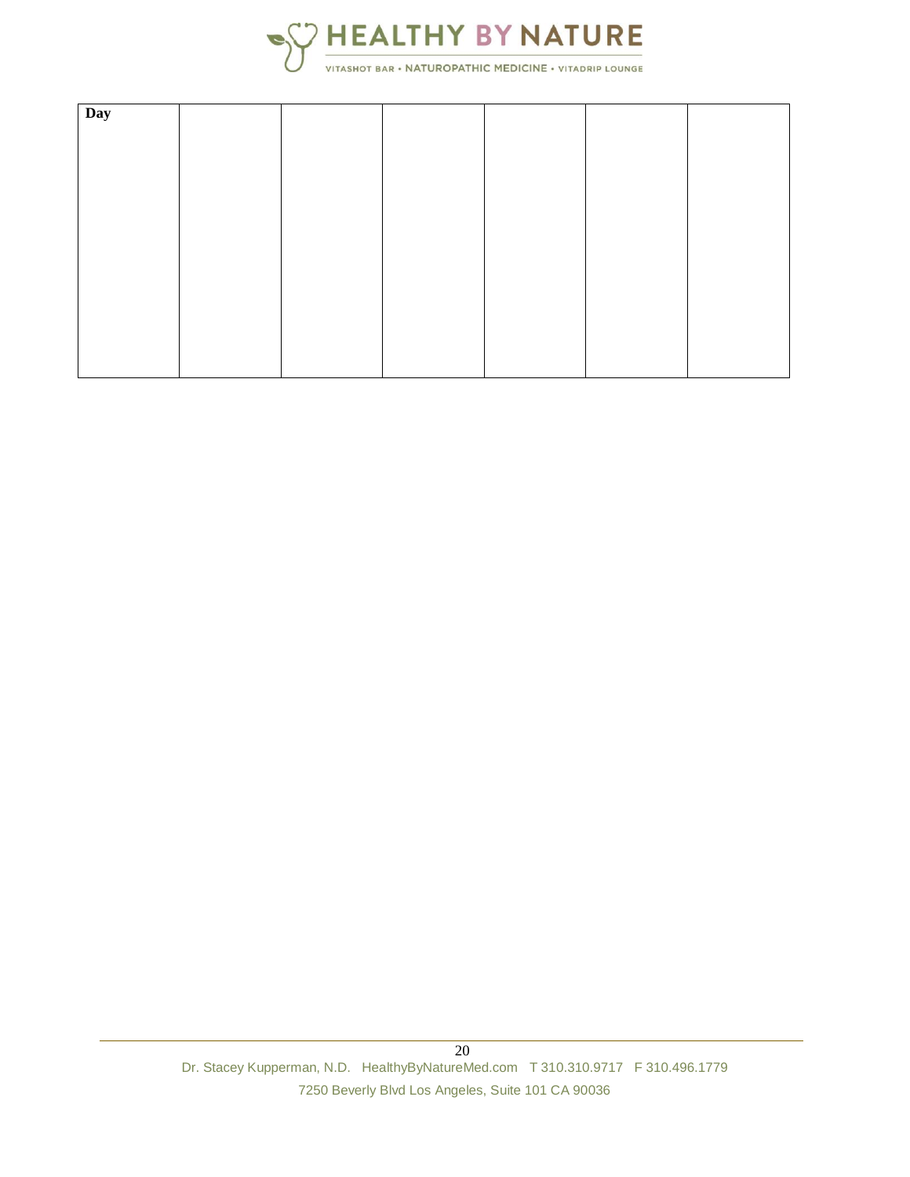| | | | | | | |
|---|---|---|---|---|---|---|
| **Day** | | | | | | |